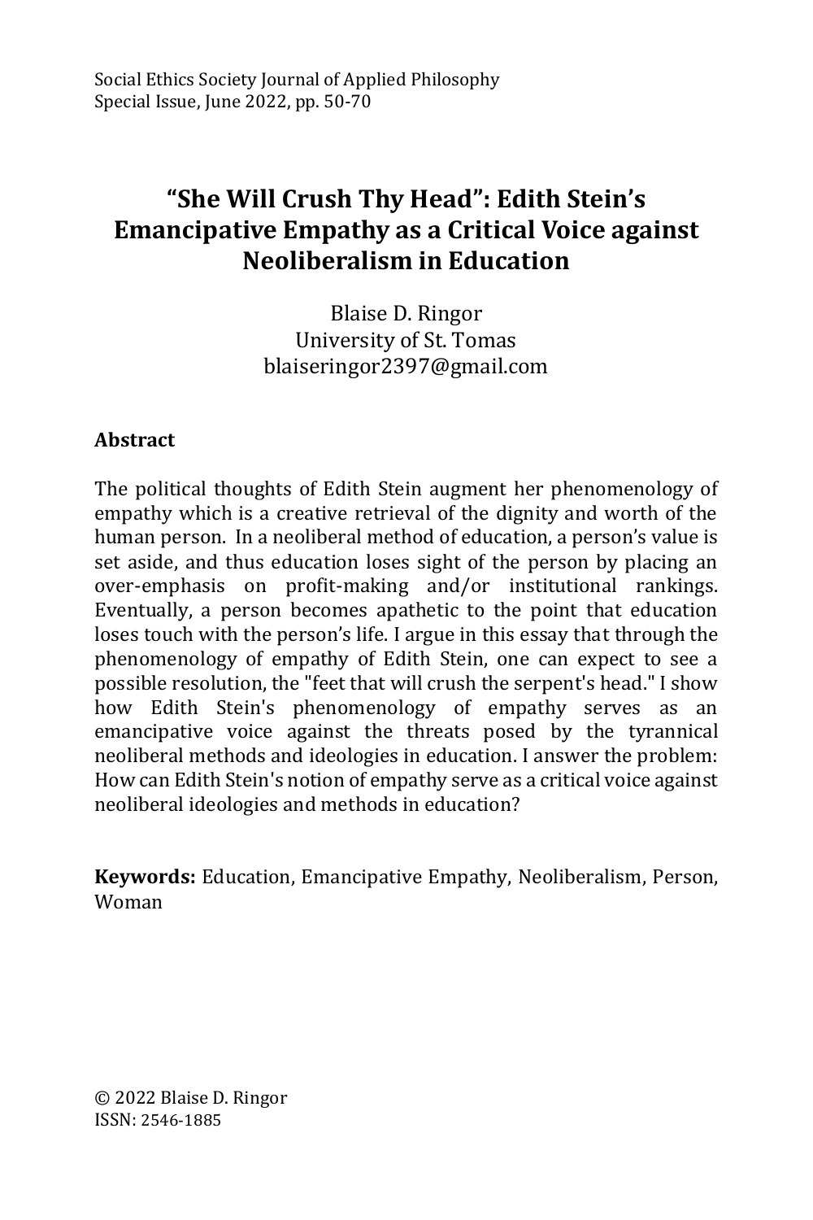Social Ethics Society Journal of Applied Philosophy
Special Issue, June 2022, pp. 50-70

# "She Will Crush Thy Head": Edith Stein's Emancipative Empathy as a Critical Voice against Neoliberalism in Education

Blaise D. Ringor
University of St. Tomas
blaiseringor2397@gmail.com

**Abstract**

The political thoughts of Edith Stein augment her phenomenology of empathy which is a creative retrieval of the dignity and worth of the human person. In a neoliberal method of education, a person's value is set aside, and thus education loses sight of the person by placing an over-emphasis on profit-making and/or institutional rankings. Eventually, a person becomes apathetic to the point that education loses touch with the person's life. I argue in this essay that through the phenomenology of empathy of Edith Stein, one can expect to see a possible resolution, the "feet that will crush the serpent's head." I show how Edith Stein's phenomenology of empathy serves as an emancipative voice against the threats posed by the tyrannical neoliberal methods and ideologies in education. I answer the problem: How can Edith Stein's notion of empathy serve as a critical voice against neoliberal ideologies and methods in education?

**Keywords:** Education, Emancipative Empathy, Neoliberalism, Person, Woman

© 2022 Blaise D. Ringor
ISSN: 2546-1885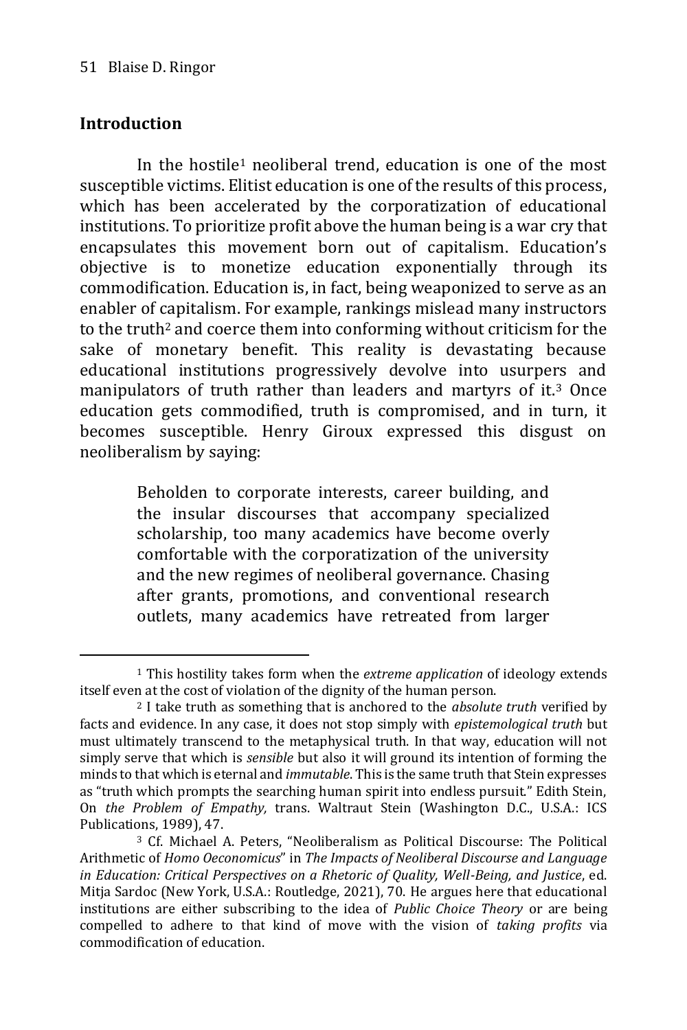## Introduction

In the hostile[1] neoliberal trend, education is one of the most susceptible victims. Elitist education is one of the results of this process, which has been accelerated by the corporatization of educational institutions. To prioritize profit above the human being is a war cry that encapsulates this movement born out of capitalism. Education's objective is to monetize education exponentially through its commodification. Education is, in fact, being weaponized to serve as an enabler of capitalism. For example, rankings mislead many instructors to the truth[2] and coerce them into conforming without criticism for the sake of monetary benefit. This reality is devastating because educational institutions progressively devolve into usurpers and manipulators of truth rather than leaders and martyrs of it.[3] Once education gets commodified, truth is compromised, and in turn, it becomes susceptible. Henry Giroux expressed this disgust on neoliberalism by saying:

> Beholden to corporate interests, career building, and the insular discourses that accompany specialized scholarship, too many academics have become overly comfortable with the corporatization of the university and the new regimes of neoliberal governance. Chasing after grants, promotions, and conventional research outlets, many academics have retreated from larger

---

[1] This hostility takes form when the *extreme application* of ideology extends itself even at the cost of violation of the dignity of the human person.

[2] I take truth as something that is anchored to the *absolute truth* verified by facts and evidence. In any case, it does not stop simply with *epistemological truth* but must ultimately transcend to the metaphysical truth. In that way, education will not simply serve that which is *sensible* but also it will ground its intention of forming the minds to that which is eternal and *immutable*. This is the same truth that Stein expresses as "truth which prompts the searching human spirit into endless pursuit." Edith Stein, On *the Problem of Empathy,* trans. Waltraut Stein (Washington D.C., U.S.A.: ICS Publications, 1989), 47.

[3] Cf. Michael A. Peters, "Neoliberalism as Political Discourse: The Political Arithmetic of *Homo Oeconomicus*" in *The Impacts of Neoliberal Discourse and Language in Education: Critical Perspectives on a Rhetoric of Quality, Well-Being, and Justice*, ed. Mitja Sardoc (New York, U.S.A.: Routledge, 2021), 70. He argues here that educational institutions are either subscribing to the idea of *Public Choice Theory* or are being compelled to adhere to that kind of move with the vision of *taking profits* via commodification of education.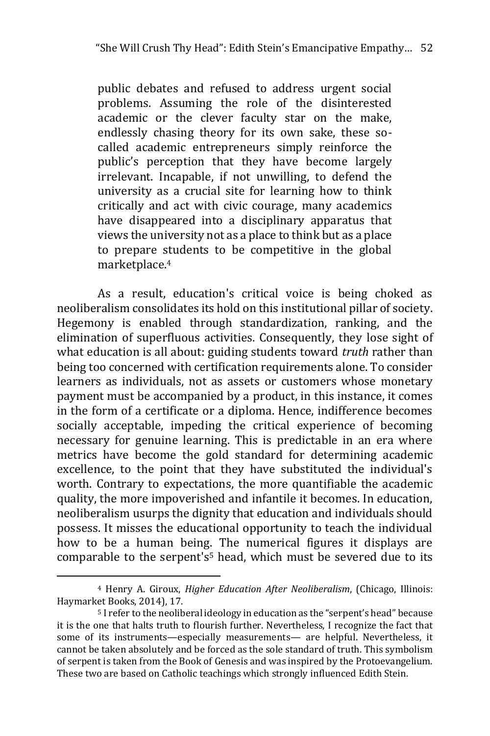> public debates and refused to address urgent social problems. Assuming the role of the disinterested academic or the clever faculty star on the make, endlessly chasing theory for its own sake, these so-called academic entrepreneurs simply reinforce the public's perception that they have become largely irrelevant. Incapable, if not unwilling, to defend the university as a crucial site for learning how to think critically and act with civic courage, many academics have disappeared into a disciplinary apparatus that views the university not as a place to think but as a place to prepare students to be competitive in the global marketplace.[4]

As a result, education's critical voice is being choked as neoliberalism consolidates its hold on this institutional pillar of society. Hegemony is enabled through standardization, ranking, and the elimination of superfluous activities. Consequently, they lose sight of what education is all about: guiding students toward *truth* rather than being too concerned with certification requirements alone. To consider learners as individuals, not as assets or customers whose monetary payment must be accompanied by a product, in this instance, it comes in the form of a certificate or a diploma. Hence, indifference becomes socially acceptable, impeding the critical experience of becoming necessary for genuine learning. This is predictable in an era where metrics have become the gold standard for determining academic excellence, to the point that they have substituted the individual's worth. Contrary to expectations, the more quantifiable the academic quality, the more impoverished and infantile it becomes. In education, neoliberalism usurps the dignity that education and individuals should possess. It misses the educational opportunity to teach the individual how to be a human being. The numerical figures it displays are comparable to the serpent's[5] head, which must be severed due to its

---

[4] Henry A. Giroux, *Higher Education After Neoliberalism*, (Chicago, Illinois: Haymarket Books, 2014), 17.

[5] I refer to the neoliberal ideology in education as the "serpent's head" because it is the one that halts truth to flourish further. Nevertheless, I recognize the fact that some of its instruments—especially measurements— are helpful. Nevertheless, it cannot be taken absolutely and be forced as the sole standard of truth. This symbolism of serpent is taken from the Book of Genesis and was inspired by the Protoevangelium. These two are based on Catholic teachings which strongly influenced Edith Stein.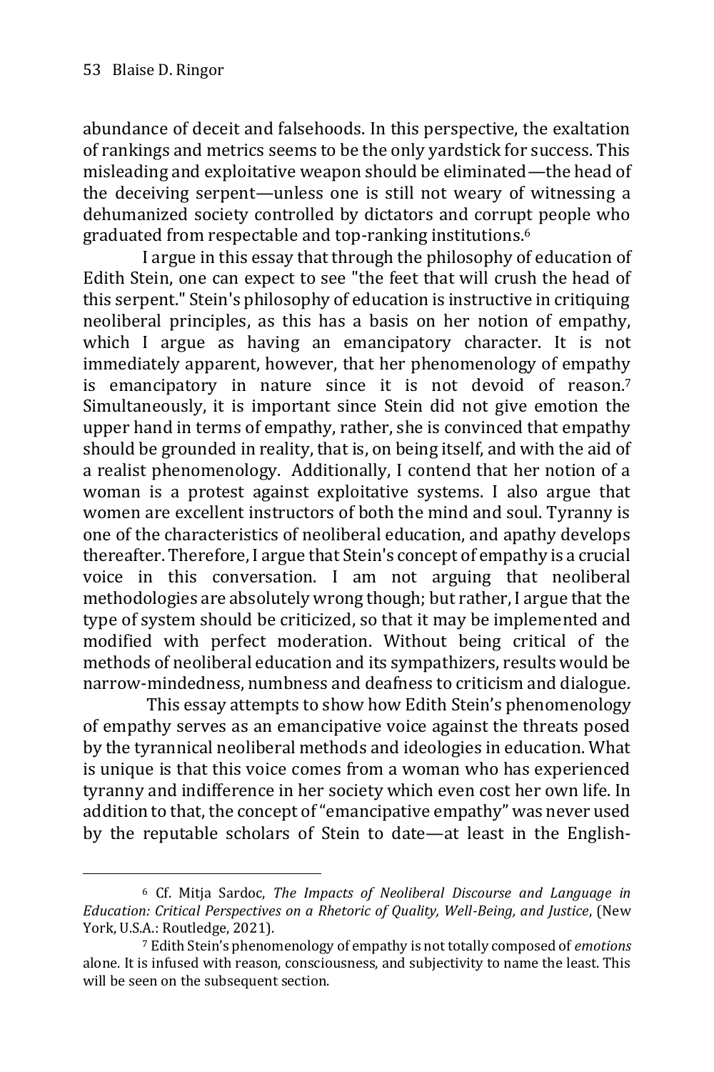abundance of deceit and falsehoods. In this perspective, the exaltation of rankings and metrics seems to be the only yardstick for success. This misleading and exploitative weapon should be eliminated—the head of the deceiving serpent—unless one is still not weary of witnessing a dehumanized society controlled by dictators and corrupt people who graduated from respectable and top-ranking institutions.[6]

I argue in this essay that through the philosophy of education of Edith Stein, one can expect to see "the feet that will crush the head of this serpent." Stein's philosophy of education is instructive in critiquing neoliberal principles, as this has a basis on her notion of empathy, which I argue as having an emancipatory character. It is not immediately apparent, however, that her phenomenology of empathy is emancipatory in nature since it is not devoid of reason.[7] Simultaneously, it is important since Stein did not give emotion the upper hand in terms of empathy, rather, she is convinced that empathy should be grounded in reality, that is, on being itself, and with the aid of a realist phenomenology. Additionally, I contend that her notion of a woman is a protest against exploitative systems. I also argue that women are excellent instructors of both the mind and soul. Tyranny is one of the characteristics of neoliberal education, and apathy develops thereafter. Therefore, I argue that Stein's concept of empathy is a crucial voice in this conversation. I am not arguing that neoliberal methodologies are absolutely wrong though; but rather, I argue that the type of system should be criticized, so that it may be implemented and modified with perfect moderation. Without being critical of the methods of neoliberal education and its sympathizers, results would be narrow-mindedness, numbness and deafness to criticism and dialogue.

This essay attempts to show how Edith Stein's phenomenology of empathy serves as an emancipative voice against the threats posed by the tyrannical neoliberal methods and ideologies in education. What is unique is that this voice comes from a woman who has experienced tyranny and indifference in her society which even cost her own life. In addition to that, the concept of "emancipative empathy" was never used by the reputable scholars of Stein to date—at least in the English-

---

[6] Cf. Mitja Sardoc, *The Impacts of Neoliberal Discourse and Language in Education: Critical Perspectives on a Rhetoric of Quality, Well-Being, and Justice*, (New York, U.S.A.: Routledge, 2021).

[7] Edith Stein's phenomenology of empathy is not totally composed of *emotions* alone. It is infused with reason, consciousness, and subjectivity to name the least. This will be seen on the subsequent section.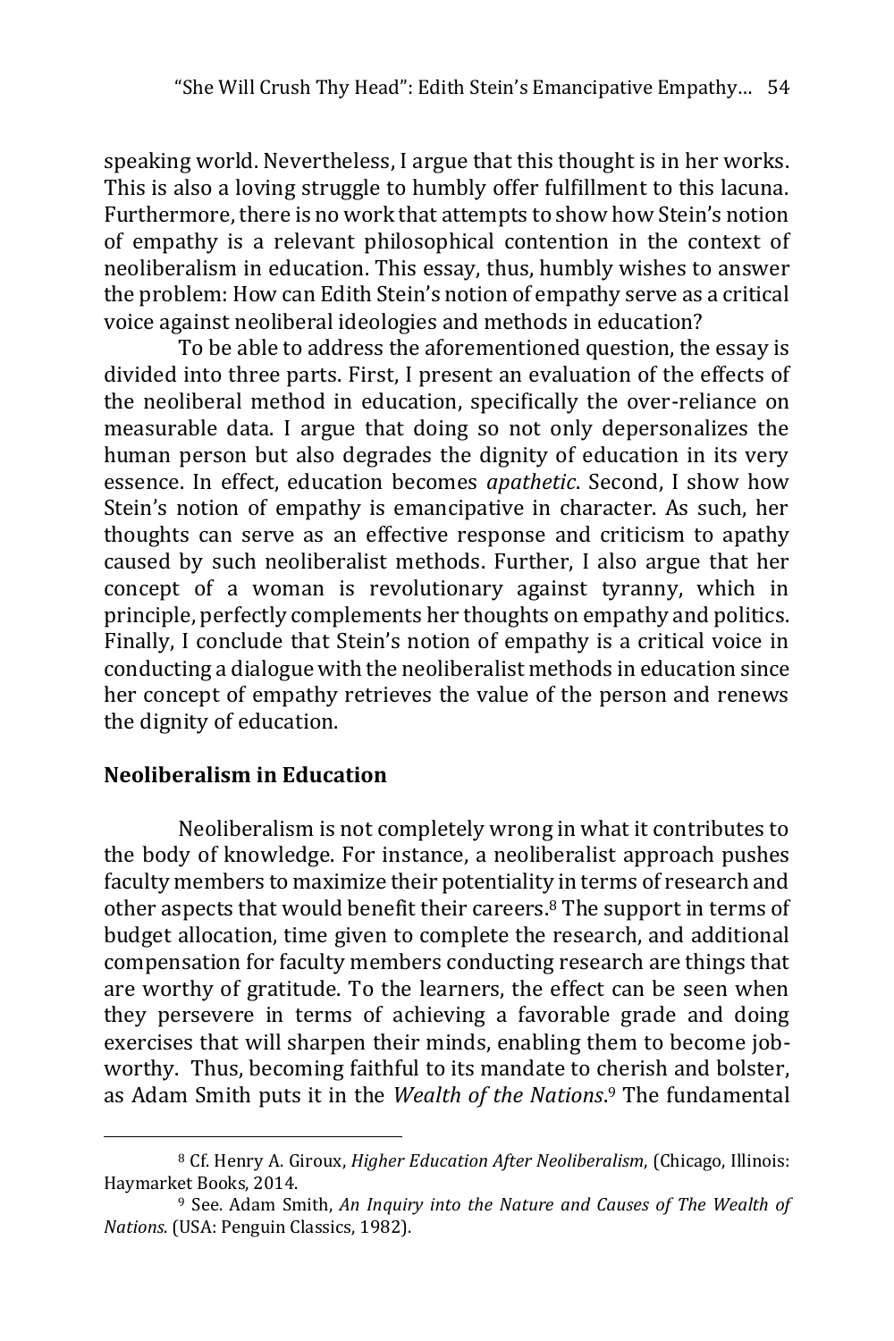speaking world. Nevertheless, I argue that this thought is in her works. This is also a loving struggle to humbly offer fulfillment to this lacuna. Furthermore, there is no work that attempts to show how Stein's notion of empathy is a relevant philosophical contention in the context of neoliberalism in education. This essay, thus, humbly wishes to answer the problem: How can Edith Stein's notion of empathy serve as a critical voice against neoliberal ideologies and methods in education?

To be able to address the aforementioned question, the essay is divided into three parts. First, I present an evaluation of the effects of the neoliberal method in education, specifically the over-reliance on measurable data. I argue that doing so not only depersonalizes the human person but also degrades the dignity of education in its very essence. In effect, education becomes *apathetic*. Second, I show how Stein's notion of empathy is emancipative in character. As such, her thoughts can serve as an effective response and criticism to apathy caused by such neoliberalist methods. Further, I also argue that her concept of a woman is revolutionary against tyranny, which in principle, perfectly complements her thoughts on empathy and politics. Finally, I conclude that Stein's notion of empathy is a critical voice in conducting a dialogue with the neoliberalist methods in education since her concept of empathy retrieves the value of the person and renews the dignity of education.

## Neoliberalism in Education

Neoliberalism is not completely wrong in what it contributes to the body of knowledge. For instance, a neoliberalist approach pushes faculty members to maximize their potentiality in terms of research and other aspects that would benefit their careers.[8] The support in terms of budget allocation, time given to complete the research, and additional compensation for faculty members conducting research are things that are worthy of gratitude. To the learners, the effect can be seen when they persevere in terms of achieving a favorable grade and doing exercises that will sharpen their minds, enabling them to become job-worthy. Thus, becoming faithful to its mandate to cherish and bolster, as Adam Smith puts it in the *Wealth of the Nations*.[9] The fundamental

---

[8] Cf. Henry A. Giroux, *Higher Education After Neoliberalism*, (Chicago, Illinois: Haymarket Books, 2014.

[9] See. Adam Smith, *An Inquiry into the Nature and Causes of The Wealth of Nations*. (USA: Penguin Classics, 1982).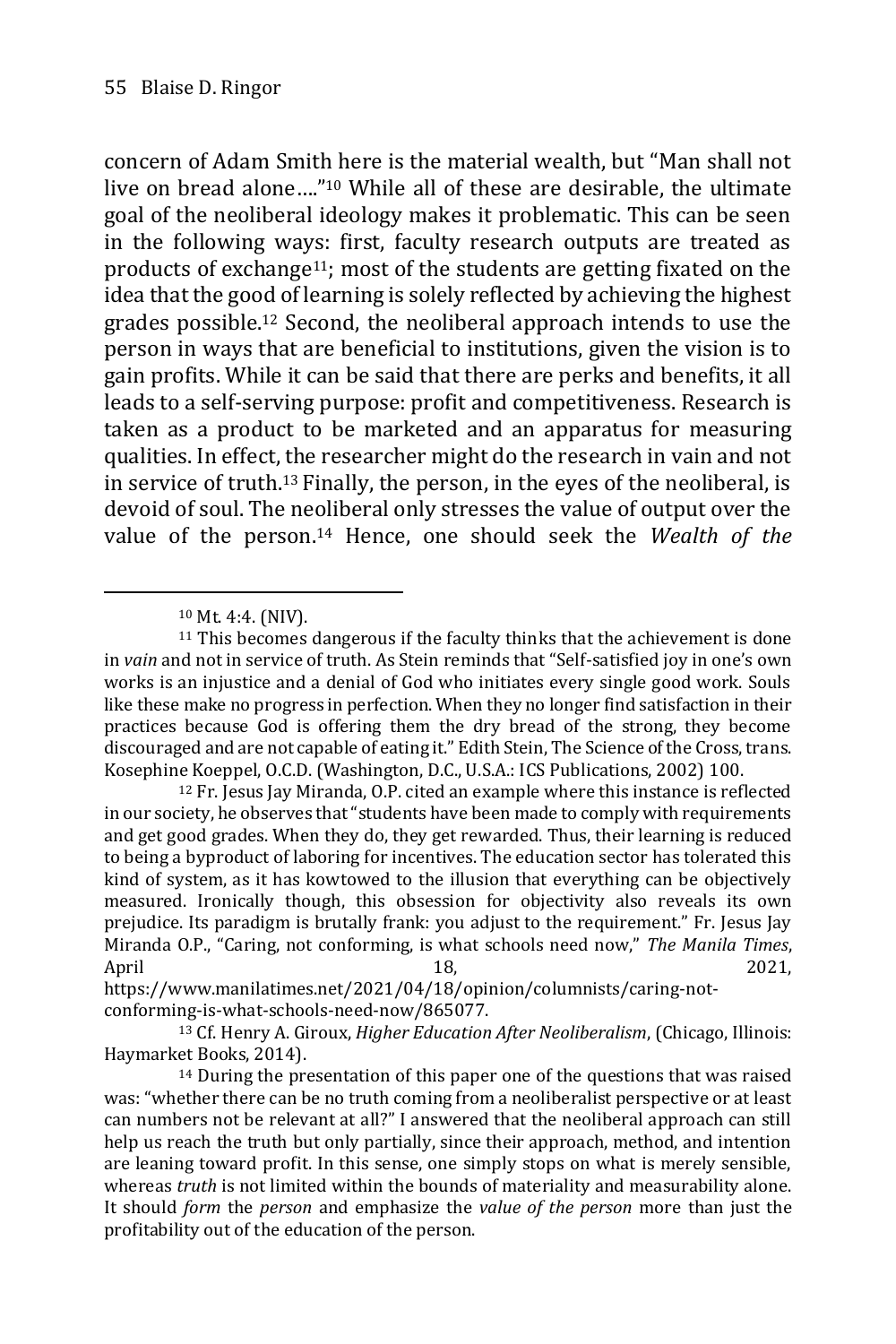concern of Adam Smith here is the material wealth, but "Man shall not live on bread alone…."[10] While all of these are desirable, the ultimate goal of the neoliberal ideology makes it problematic. This can be seen in the following ways: first, faculty research outputs are treated as products of exchange[11]; most of the students are getting fixated on the idea that the good of learning is solely reflected by achieving the highest grades possible.[12] Second, the neoliberal approach intends to use the person in ways that are beneficial to institutions, given the vision is to gain profits. While it can be said that there are perks and benefits, it all leads to a self-serving purpose: profit and competitiveness. Research is taken as a product to be marketed and an apparatus for measuring qualities. In effect, the researcher might do the research in vain and not in service of truth.[13] Finally, the person, in the eyes of the neoliberal, is devoid of soul. The neoliberal only stresses the value of output over the value of the person.[14] Hence, one should seek the *Wealth of the*

---

[10] Mt. 4:4. (NIV).

[11] This becomes dangerous if the faculty thinks that the achievement is done in *vain* and not in service of truth. As Stein reminds that "Self-satisfied joy in one's own works is an injustice and a denial of God who initiates every single good work. Souls like these make no progress in perfection. When they no longer find satisfaction in their practices because God is offering them the dry bread of the strong, they become discouraged and are not capable of eating it." Edith Stein, The Science of the Cross, trans. Kosephine Koeppel, O.C.D. (Washington, D.C., U.S.A.: ICS Publications, 2002) 100.

[12] Fr. Jesus Jay Miranda, O.P. cited an example where this instance is reflected in our society, he observes that "students have been made to comply with requirements and get good grades. When they do, they get rewarded. Thus, their learning is reduced to being a byproduct of laboring for incentives. The education sector has tolerated this kind of system, as it has kowtowed to the illusion that everything can be objectively measured. Ironically though, this obsession for objectivity also reveals its own prejudice. Its paradigm is brutally frank: you adjust to the requirement." Fr. Jesus Jay Miranda O.P., "Caring, not conforming, is what schools need now," *The Manila Times*, April 18, 2021, https://www.manilatimes.net/2021/04/18/opinion/columnists/caring-not-conforming-is-what-schools-need-now/865077.

[13] Cf. Henry A. Giroux, *Higher Education After Neoliberalism*, (Chicago, Illinois: Haymarket Books, 2014).

[14] During the presentation of this paper one of the questions that was raised was: "whether there can be no truth coming from a neoliberalist perspective or at least can numbers not be relevant at all?" I answered that the neoliberal approach can still help us reach the truth but only partially, since their approach, method, and intention are leaning toward profit. In this sense, one simply stops on what is merely sensible, whereas *truth* is not limited within the bounds of materiality and measurability alone. It should *form* the *person* and emphasize the *value of the person* more than just the profitability out of the education of the person.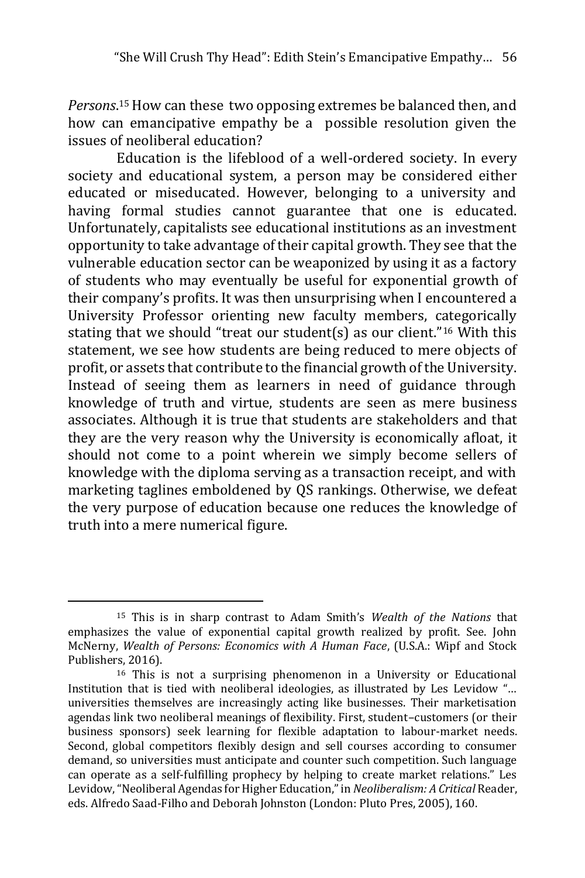*Persons*.[15] How can these two opposing extremes be balanced then, and how can emancipative empathy be a possible resolution given the issues of neoliberal education?

Education is the lifeblood of a well-ordered society. In every society and educational system, a person may be considered either educated or miseducated. However, belonging to a university and having formal studies cannot guarantee that one is educated. Unfortunately, capitalists see educational institutions as an investment opportunity to take advantage of their capital growth. They see that the vulnerable education sector can be weaponized by using it as a factory of students who may eventually be useful for exponential growth of their company's profits. It was then unsurprising when I encountered a University Professor orienting new faculty members, categorically stating that we should "treat our student(s) as our client."[16] With this statement, we see how students are being reduced to mere objects of profit, or assets that contribute to the financial growth of the University. Instead of seeing them as learners in need of guidance through knowledge of truth and virtue, students are seen as mere business associates. Although it is true that students are stakeholders and that they are the very reason why the University is economically afloat, it should not come to a point wherein we simply become sellers of knowledge with the diploma serving as a transaction receipt, and with marketing taglines emboldened by QS rankings. Otherwise, we defeat the very purpose of education because one reduces the knowledge of truth into a mere numerical figure.

---

[15] This is in sharp contrast to Adam Smith's *Wealth of the Nations* that emphasizes the value of exponential capital growth realized by profit. See. John McNerny, *Wealth of Persons: Economics with A Human Face*, (U.S.A.: Wipf and Stock Publishers, 2016).

[16] This is not a surprising phenomenon in a University or Educational Institution that is tied with neoliberal ideologies, as illustrated by Les Levidow "… universities themselves are increasingly acting like businesses. Their marketisation agendas link two neoliberal meanings of flexibility. First, student–customers (or their business sponsors) seek learning for flexible adaptation to labour-market needs. Second, global competitors flexibly design and sell courses according to consumer demand, so universities must anticipate and counter such competition. Such language can operate as a self-fulfilling prophecy by helping to create market relations." Les Levidow, "Neoliberal Agendas for Higher Education," in *Neoliberalism: A Critical* Reader, eds. Alfredo Saad-Filho and Deborah Johnston (London: Pluto Pres, 2005), 160.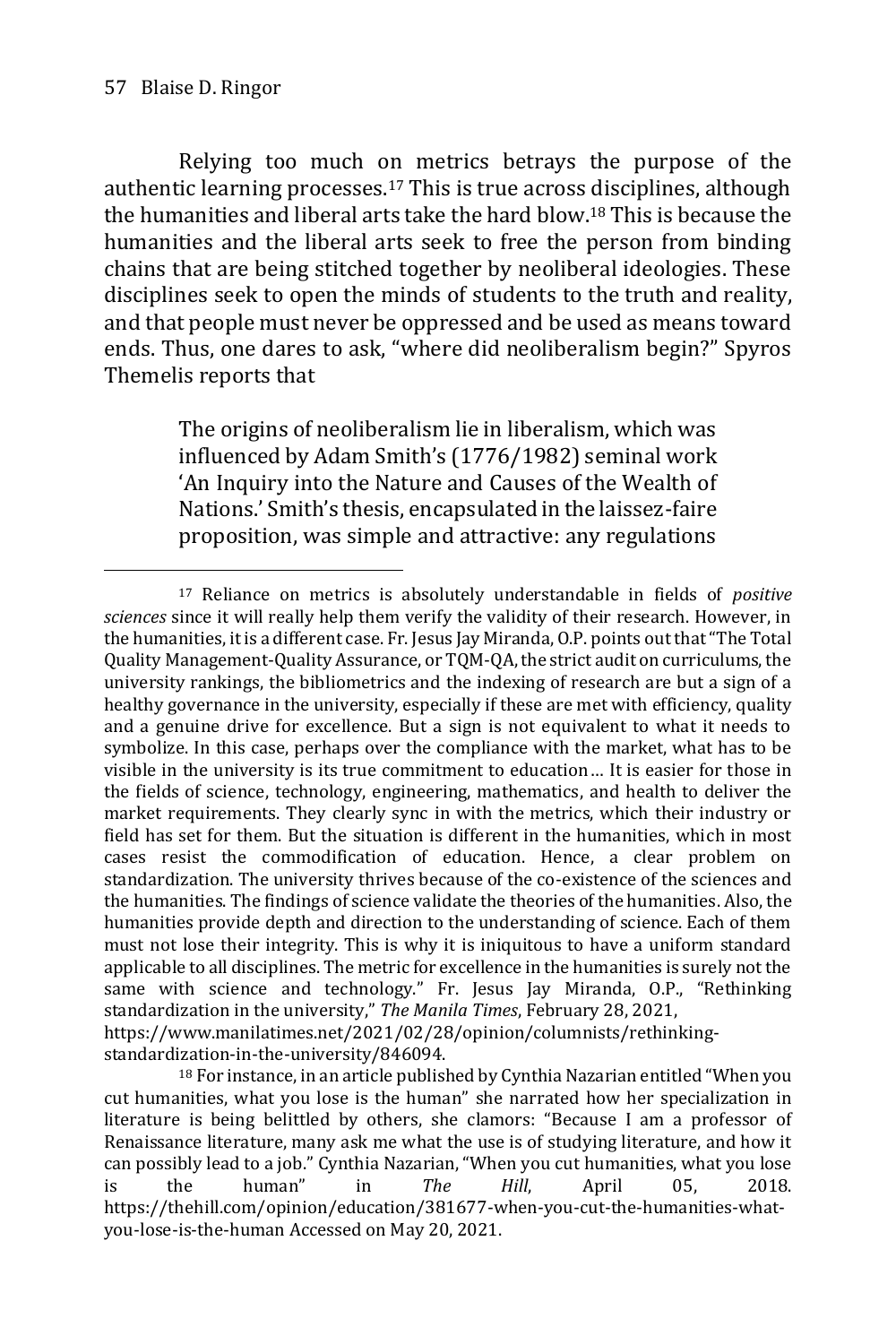Relying too much on metrics betrays the purpose of the authentic learning processes.[17] This is true across disciplines, although the humanities and liberal arts take the hard blow.[18] This is because the humanities and the liberal arts seek to free the person from binding chains that are being stitched together by neoliberal ideologies. These disciplines seek to open the minds of students to the truth and reality, and that people must never be oppressed and be used as means toward ends. Thus, one dares to ask, "where did neoliberalism begin?" Spyros Themelis reports that

> The origins of neoliberalism lie in liberalism, which was influenced by Adam Smith's (1776/1982) seminal work 'An Inquiry into the Nature and Causes of the Wealth of Nations.' Smith's thesis, encapsulated in the laissez-faire proposition, was simple and attractive: any regulations

---

[17] Reliance on metrics is absolutely understandable in fields of *positive sciences* since it will really help them verify the validity of their research. However, in the humanities, it is a different case. Fr. Jesus Jay Miranda, O.P. points out that "The Total Quality Management-Quality Assurance, or TQM-QA, the strict audit on curriculums, the university rankings, the bibliometrics and the indexing of research are but a sign of a healthy governance in the university, especially if these are met with efficiency, quality and a genuine drive for excellence. But a sign is not equivalent to what it needs to symbolize. In this case, perhaps over the compliance with the market, what has to be visible in the university is its true commitment to education… It is easier for those in the fields of science, technology, engineering, mathematics, and health to deliver the market requirements. They clearly sync in with the metrics, which their industry or field has set for them. But the situation is different in the humanities, which in most cases resist the commodification of education. Hence, a clear problem on standardization. The university thrives because of the co-existence of the sciences and the humanities. The findings of science validate the theories of the humanities. Also, the humanities provide depth and direction to the understanding of science. Each of them must not lose their integrity. This is why it is iniquitous to have a uniform standard applicable to all disciplines. The metric for excellence in the humanities is surely not the same with science and technology." Fr. Jesus Jay Miranda, O.P., "Rethinking standardization in the university," *The Manila Times*, February 28, 2021, https://www.manilatimes.net/2021/02/28/opinion/columnists/rethinking-standardization-in-the-university/846094.

[18] For instance, in an article published by Cynthia Nazarian entitled "When you cut humanities, what you lose is the human" she narrated how her specialization in literature is being belittled by others, she clamors: "Because I am a professor of Renaissance literature, many ask me what the use is of studying literature, and how it can possibly lead to a job." Cynthia Nazarian, "When you cut humanities, what you lose is the human" in *The Hill*, April 05, 2018. https://thehill.com/opinion/education/381677-when-you-cut-the-humanities-what-you-lose-is-the-human Accessed on May 20, 2021.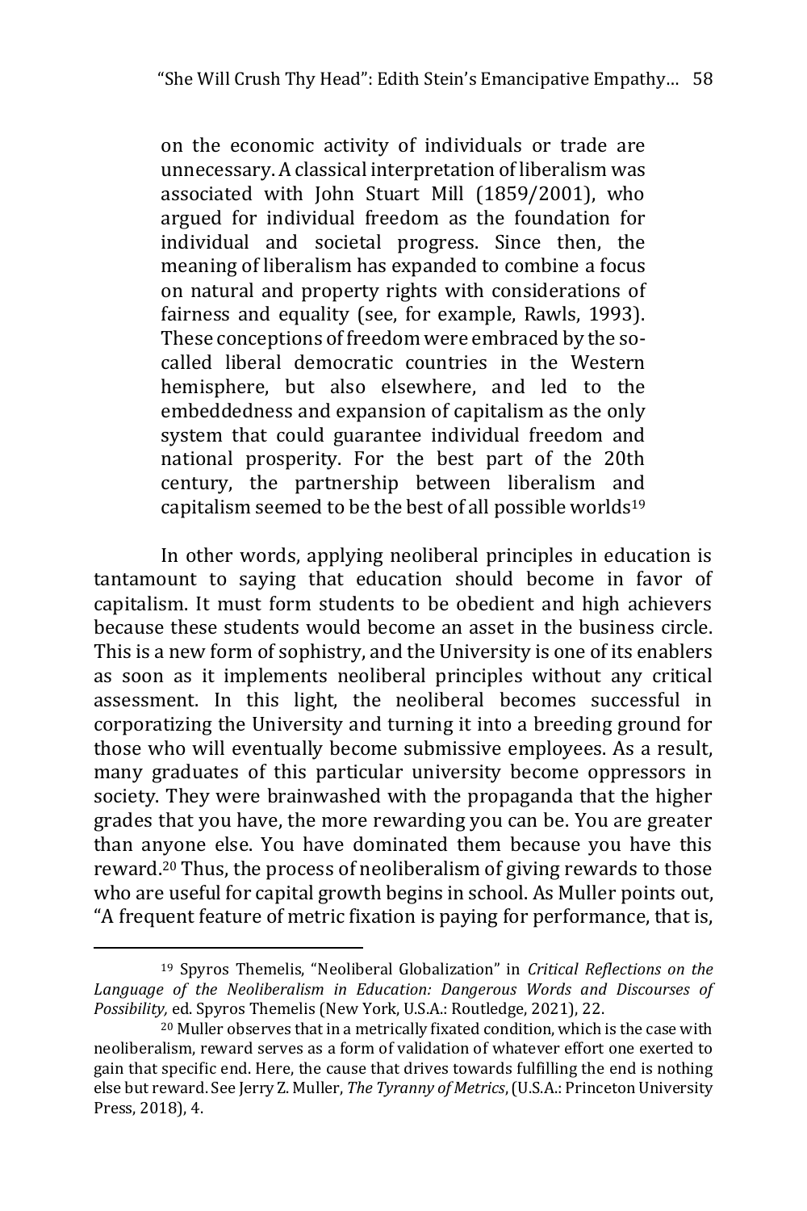> on the economic activity of individuals or trade are unnecessary. A classical interpretation of liberalism was associated with John Stuart Mill (1859/2001), who argued for individual freedom as the foundation for individual and societal progress. Since then, the meaning of liberalism has expanded to combine a focus on natural and property rights with considerations of fairness and equality (see, for example, Rawls, 1993). These conceptions of freedom were embraced by the so-called liberal democratic countries in the Western hemisphere, but also elsewhere, and led to the embeddedness and expansion of capitalism as the only system that could guarantee individual freedom and national prosperity. For the best part of the 20th century, the partnership between liberalism and capitalism seemed to be the best of all possible worlds[19]

In other words, applying neoliberal principles in education is tantamount to saying that education should become in favor of capitalism. It must form students to be obedient and high achievers because these students would become an asset in the business circle. This is a new form of sophistry, and the University is one of its enablers as soon as it implements neoliberal principles without any critical assessment. In this light, the neoliberal becomes successful in corporatizing the University and turning it into a breeding ground for those who will eventually become submissive employees. As a result, many graduates of this particular university become oppressors in society. They were brainwashed with the propaganda that the higher grades that you have, the more rewarding you can be. You are greater than anyone else. You have dominated them because you have this reward.[20] Thus, the process of neoliberalism of giving rewards to those who are useful for capital growth begins in school. As Muller points out, "A frequent feature of metric fixation is paying for performance, that is,

---

[19] Spyros Themelis, "Neoliberal Globalization" in *Critical Reflections on the Language of the Neoliberalism in Education: Dangerous Words and Discourses of Possibility,* ed. Spyros Themelis (New York, U.S.A.: Routledge, 2021), 22.

[20] Muller observes that in a metrically fixated condition, which is the case with neoliberalism, reward serves as a form of validation of whatever effort one exerted to gain that specific end. Here, the cause that drives towards fulfilling the end is nothing else but reward. See Jerry Z. Muller, *The Tyranny of Metrics*, (U.S.A.: Princeton University Press, 2018), 4.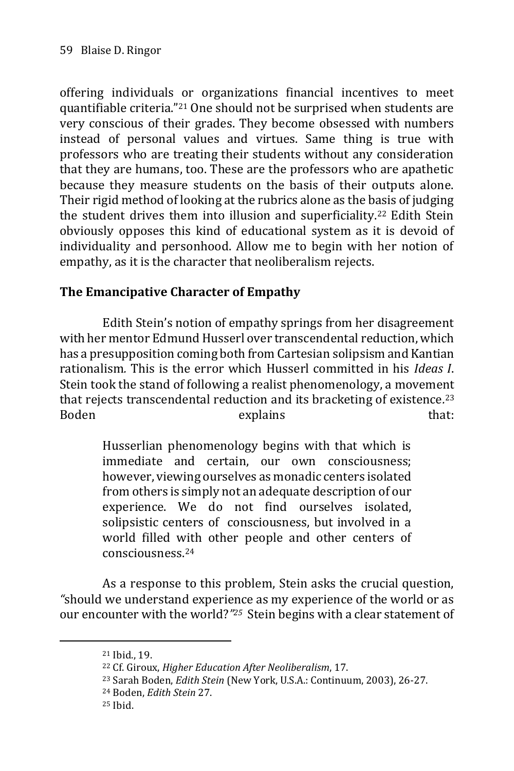offering individuals or organizations financial incentives to meet quantifiable criteria."[21] One should not be surprised when students are very conscious of their grades. They become obsessed with numbers instead of personal values and virtues. Same thing is true with professors who are treating their students without any consideration that they are humans, too. These are the professors who are apathetic because they measure students on the basis of their outputs alone. Their rigid method of looking at the rubrics alone as the basis of judging the student drives them into illusion and superficiality.[22] Edith Stein obviously opposes this kind of educational system as it is devoid of individuality and personhood. Allow me to begin with her notion of empathy, as it is the character that neoliberalism rejects.

**The Emancipative Character of Empathy**

Edith Stein's notion of empathy springs from her disagreement with her mentor Edmund Husserl over transcendental reduction, which has a presupposition coming both from Cartesian solipsism and Kantian rationalism. This is the error which Husserl committed in his *Ideas I*. Stein took the stand of following a realist phenomenology, a movement that rejects transcendental reduction and its bracketing of existence.[23] Boden explains that:

> Husserlian phenomenology begins with that which is immediate and certain, our own consciousness; however, viewing ourselves as monadic centers isolated from others is simply not an adequate description of our experience. We do not find ourselves isolated, solipsistic centers of consciousness, but involved in a world filled with other people and other centers of consciousness.[24]

As a response to this problem, Stein asks the crucial question, "should we understand experience as my experience of the world or as our encounter with the world?"[25] Stein begins with a clear statement of

---

[21] Ibid., 19.

[22] Cf. Giroux, *Higher Education After Neoliberalism*, 17.

[23] Sarah Boden, *Edith Stein* (New York, U.S.A.: Continuum, 2003), 26-27.

[24] Boden, *Edith Stein* 27.

[25] Ibid.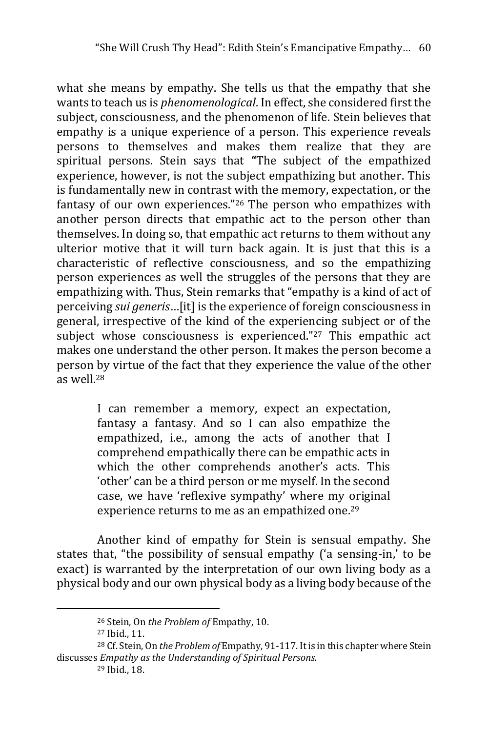what she means by empathy. She tells us that the empathy that she wants to teach us is *phenomenological*. In effect, she considered first the subject, consciousness, and the phenomenon of life. Stein believes that empathy is a unique experience of a person. This experience reveals persons to themselves and makes them realize that they are spiritual persons. Stein says that "The subject of the empathized experience, however, is not the subject empathizing but another. This is fundamentally new in contrast with the memory, expectation, or the fantasy of our own experiences."[26] The person who empathizes with another person directs that empathic act to the person other than themselves. In doing so, that empathic act returns to them without any ulterior motive that it will turn back again. It is just that this is a characteristic of reflective consciousness, and so the empathizing person experiences as well the struggles of the persons that they are empathizing with. Thus, Stein remarks that "empathy is a kind of act of perceiving *sui generis*…[it] is the experience of foreign consciousness in general, irrespective of the kind of the experiencing subject or of the subject whose consciousness is experienced."[27] This empathic act makes one understand the other person. It makes the person become a person by virtue of the fact that they experience the value of the other as well.[28]

> I can remember a memory, expect an expectation, fantasy a fantasy. And so I can also empathize the empathized, i.e., among the acts of another that I comprehend empathically there can be empathic acts in which the other comprehends another's acts. This 'other' can be a third person or me myself. In the second case, we have 'reflexive sympathy' where my original experience returns to me as an empathized one.[29]

Another kind of empathy for Stein is sensual empathy. She states that, "the possibility of sensual empathy ('a sensing-in,' to be exact) is warranted by the interpretation of our own living body as a physical body and our own physical body as a living body because of the

---

[26] Stein, On *the Problem of* Empathy, 10.

[27] Ibid., 11.

[28] Cf. Stein, On *the Problem of* Empathy, 91-117. It is in this chapter where Stein discusses *Empathy as the Understanding of Spiritual Persons.*

[29] Ibid., 18.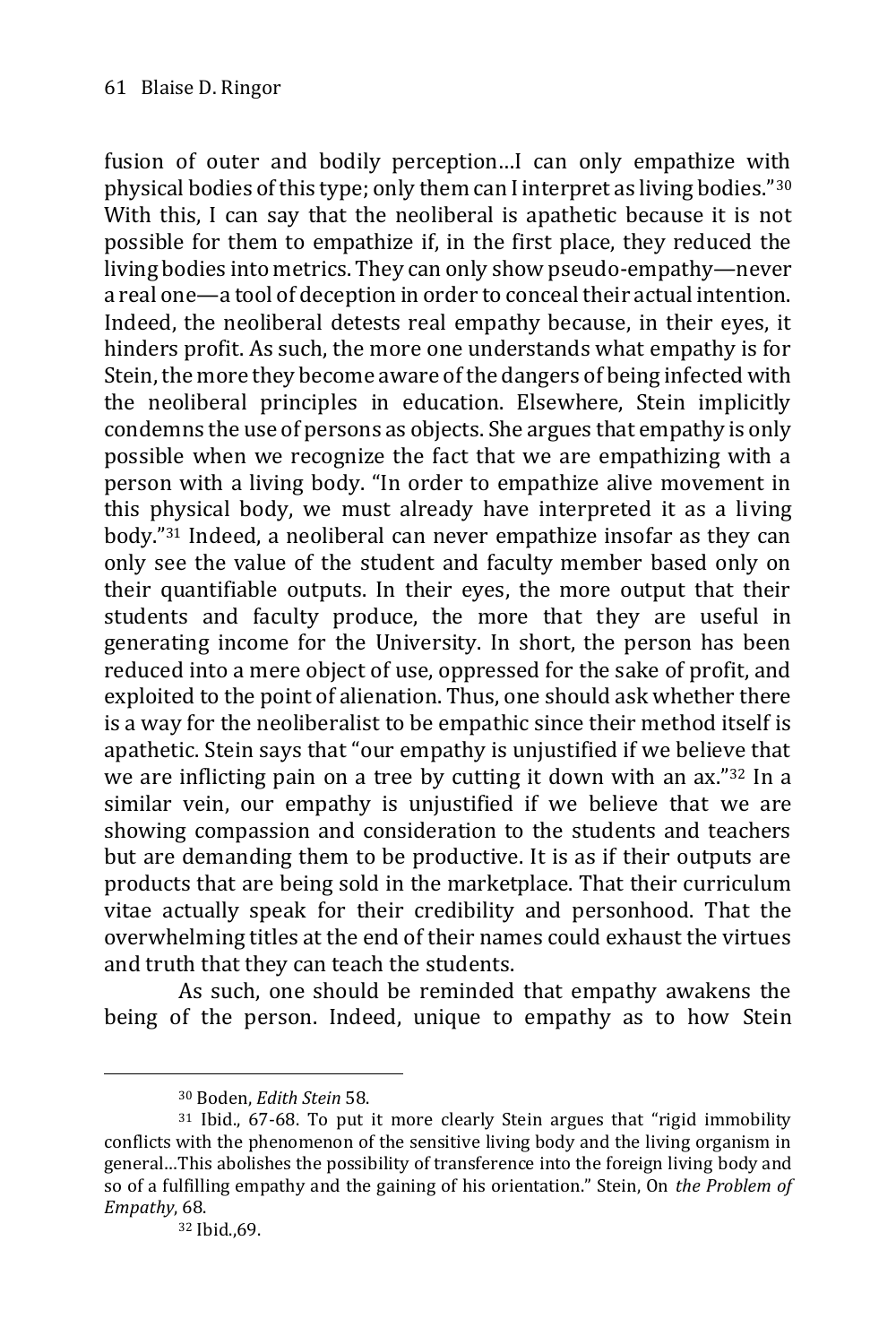fusion of outer and bodily perception…I can only empathize with physical bodies of this type; only them can I interpret as living bodies."[30] With this, I can say that the neoliberal is apathetic because it is not possible for them to empathize if, in the first place, they reduced the living bodies into metrics. They can only show pseudo-empathy—never a real one—a tool of deception in order to conceal their actual intention. Indeed, the neoliberal detests real empathy because, in their eyes, it hinders profit. As such, the more one understands what empathy is for Stein, the more they become aware of the dangers of being infected with the neoliberal principles in education. Elsewhere, Stein implicitly condemns the use of persons as objects. She argues that empathy is only possible when we recognize the fact that we are empathizing with a person with a living body. "In order to empathize alive movement in this physical body, we must already have interpreted it as a living body."[31] Indeed, a neoliberal can never empathize insofar as they can only see the value of the student and faculty member based only on their quantifiable outputs. In their eyes, the more output that their students and faculty produce, the more that they are useful in generating income for the University. In short, the person has been reduced into a mere object of use, oppressed for the sake of profit, and exploited to the point of alienation. Thus, one should ask whether there is a way for the neoliberalist to be empathic since their method itself is apathetic. Stein says that "our empathy is unjustified if we believe that we are inflicting pain on a tree by cutting it down with an ax."[32] In a similar vein, our empathy is unjustified if we believe that we are showing compassion and consideration to the students and teachers but are demanding them to be productive. It is as if their outputs are products that are being sold in the marketplace. That their curriculum vitae actually speak for their credibility and personhood. That the overwhelming titles at the end of their names could exhaust the virtues and truth that they can teach the students.

As such, one should be reminded that empathy awakens the being of the person. Indeed, unique to empathy as to how Stein

---

[30] Boden, *Edith Stein* 58.

[31] Ibid., 67-68. To put it more clearly Stein argues that "rigid immobility conflicts with the phenomenon of the sensitive living body and the living organism in general…This abolishes the possibility of transference into the foreign living body and so of a fulfilling empathy and the gaining of his orientation." Stein, On *the Problem of Empathy*, 68.

[32] Ibid.,69.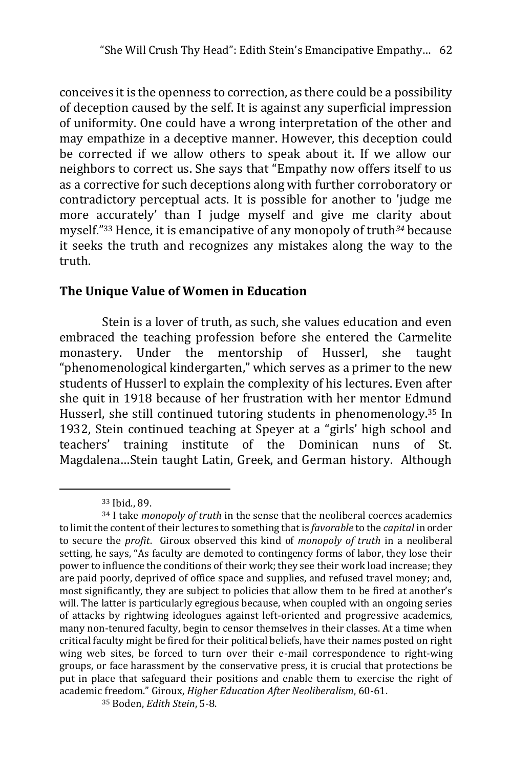conceives it is the openness to correction, as there could be a possibility of deception caused by the self. It is against any superficial impression of uniformity. One could have a wrong interpretation of the other and may empathize in a deceptive manner. However, this deception could be corrected if we allow others to speak about it. If we allow our neighbors to correct us. She says that "Empathy now offers itself to us as a corrective for such deceptions along with further corroboratory or contradictory perceptual acts. It is possible for another to 'judge me more accurately' than I judge myself and give me clarity about myself."[33] Hence, it is emancipative of any monopoly of truth[34] because it seeks the truth and recognizes any mistakes along the way to the truth.

## The Unique Value of Women in Education

Stein is a lover of truth, as such, she values education and even embraced the teaching profession before she entered the Carmelite monastery. Under the mentorship of Husserl, she taught "phenomenological kindergarten," which serves as a primer to the new students of Husserl to explain the complexity of his lectures. Even after she quit in 1918 because of her frustration with her mentor Edmund Husserl, she still continued tutoring students in phenomenology.[35] In 1932, Stein continued teaching at Speyer at a "girls' high school and teachers' training institute of the Dominican nuns of St. Magdalena…Stein taught Latin, Greek, and German history. Although

---

[33] Ibid., 89.

[34] I take *monopoly of truth* in the sense that the neoliberal coerces academics to limit the content of their lectures to something that is *favorable* to the *capital* in order to secure the *profit*. Giroux observed this kind of *monopoly of truth* in a neoliberal setting, he says, "As faculty are demoted to contingency forms of labor, they lose their power to influence the conditions of their work; they see their work load increase; they are paid poorly, deprived of office space and supplies, and refused travel money; and, most significantly, they are subject to policies that allow them to be fired at another's will. The latter is particularly egregious because, when coupled with an ongoing series of attacks by rightwing ideologues against left-oriented and progressive academics, many non-tenured faculty, begin to censor themselves in their classes. At a time when critical faculty might be fired for their political beliefs, have their names posted on right wing web sites, be forced to turn over their e-mail correspondence to right-wing groups, or face harassment by the conservative press, it is crucial that protections be put in place that safeguard their positions and enable them to exercise the right of academic freedom." Giroux, *Higher Education After Neoliberalism*, 60-61.

[35] Boden, *Edith Stein*, 5-8.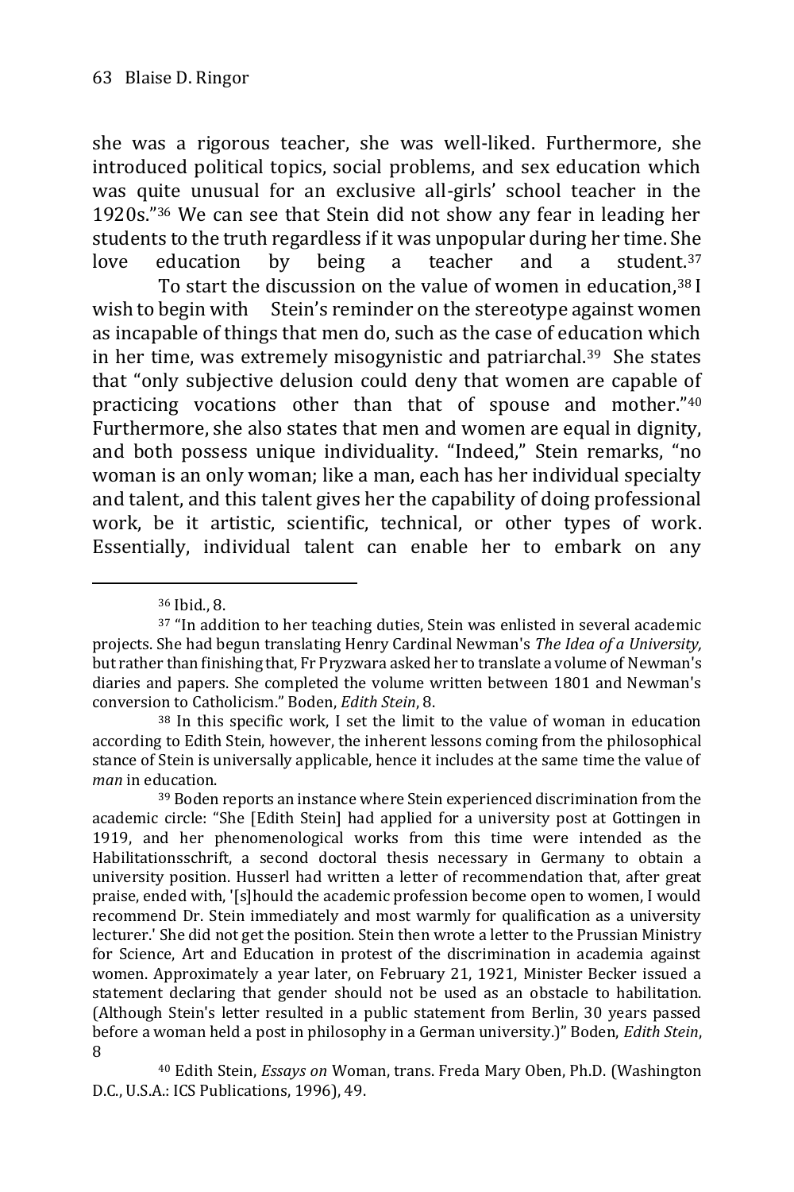she was a rigorous teacher, she was well-liked. Furthermore, she introduced political topics, social problems, and sex education which was quite unusual for an exclusive all-girls' school teacher in the 1920s."[36] We can see that Stein did not show any fear in leading her students to the truth regardless if it was unpopular during her time. She love education by being a teacher and a student.[37]

To start the discussion on the value of women in education,[38] I wish to begin with Stein's reminder on the stereotype against women as incapable of things that men do, such as the case of education which in her time, was extremely misogynistic and patriarchal.[39] She states that "only subjective delusion could deny that women are capable of practicing vocations other than that of spouse and mother."[40] Furthermore, she also states that men and women are equal in dignity, and both possess unique individuality. "Indeed," Stein remarks, "no woman is an only woman; like a man, each has her individual specialty and talent, and this talent gives her the capability of doing professional work, be it artistic, scientific, technical, or other types of work. Essentially, individual talent can enable her to embark on any

---

[36] Ibid., 8.

[37] "In addition to her teaching duties, Stein was enlisted in several academic projects. She had begun translating Henry Cardinal Newman's *The Idea of a University,* but rather than finishing that, Fr Pryzwara asked her to translate a volume of Newman's diaries and papers. She completed the volume written between 1801 and Newman's conversion to Catholicism." Boden, *Edith Stein*, 8.

[38] In this specific work, I set the limit to the value of woman in education according to Edith Stein, however, the inherent lessons coming from the philosophical stance of Stein is universally applicable, hence it includes at the same time the value of *man* in education.

[39] Boden reports an instance where Stein experienced discrimination from the academic circle: "She [Edith Stein] had applied for a university post at Gottingen in 1919, and her phenomenological works from this time were intended as the Habilitationsschrift, a second doctoral thesis necessary in Germany to obtain a university position. Husserl had written a letter of recommendation that, after great praise, ended with, '[s]hould the academic profession become open to women, I would recommend Dr. Stein immediately and most warmly for qualification as a university lecturer.' She did not get the position. Stein then wrote a letter to the Prussian Ministry for Science, Art and Education in protest of the discrimination in academia against women. Approximately a year later, on February 21, 1921, Minister Becker issued a statement declaring that gender should not be used as an obstacle to habilitation. (Although Stein's letter resulted in a public statement from Berlin, 30 years passed before a woman held a post in philosophy in a German university.)" Boden, *Edith Stein*, 8

[40] Edith Stein, *Essays on* Woman, trans. Freda Mary Oben, Ph.D. (Washington D.C., U.S.A.: ICS Publications, 1996), 49.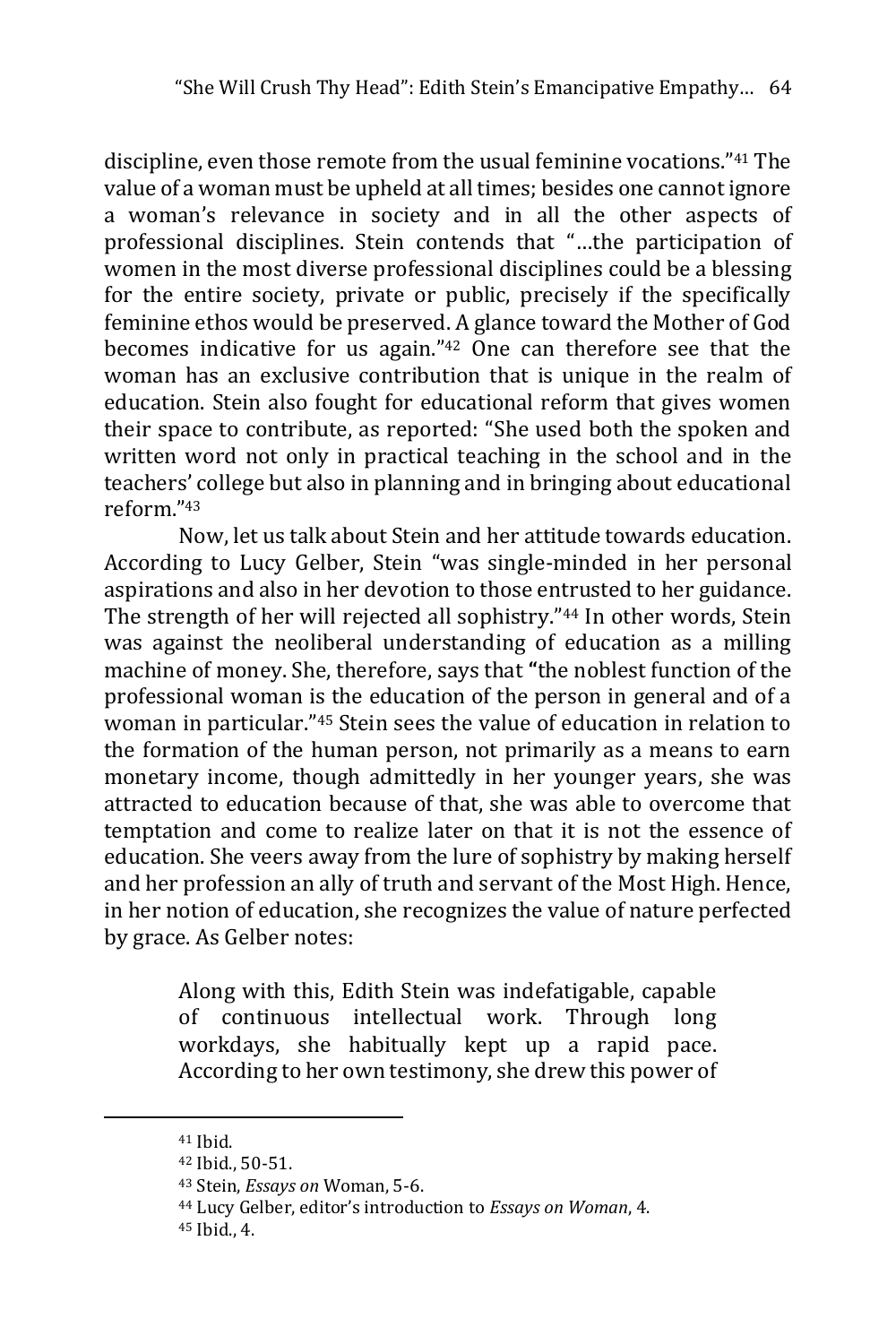discipline, even those remote from the usual feminine vocations."[41] The value of a woman must be upheld at all times; besides one cannot ignore a woman's relevance in society and in all the other aspects of professional disciplines. Stein contends that "…the participation of women in the most diverse professional disciplines could be a blessing for the entire society, private or public, precisely if the specifically feminine ethos would be preserved. A glance toward the Mother of God becomes indicative for us again."[42] One can therefore see that the woman has an exclusive contribution that is unique in the realm of education. Stein also fought for educational reform that gives women their space to contribute, as reported: "She used both the spoken and written word not only in practical teaching in the school and in the teachers' college but also in planning and in bringing about educational reform."[43]

Now, let us talk about Stein and her attitude towards education. According to Lucy Gelber, Stein "was single-minded in her personal aspirations and also in her devotion to those entrusted to her guidance. The strength of her will rejected all sophistry."[44] In other words, Stein was against the neoliberal understanding of education as a milling machine of money. She, therefore, says that **"**the noblest function of the professional woman is the education of the person in general and of a woman in particular."[45] Stein sees the value of education in relation to the formation of the human person, not primarily as a means to earn monetary income, though admittedly in her younger years, she was attracted to education because of that, she was able to overcome that temptation and come to realize later on that it is not the essence of education. She veers away from the lure of sophistry by making herself and her profession an ally of truth and servant of the Most High. Hence, in her notion of education, she recognizes the value of nature perfected by grace. As Gelber notes:

> Along with this, Edith Stein was indefatigable, capable of continuous intellectual work. Through long workdays, she habitually kept up a rapid pace. According to her own testimony, she drew this power of

---

[41] Ibid.

[42] Ibid., 50-51.

[43] Stein, *Essays on* Woman, 5-6.

[44] Lucy Gelber, editor's introduction to *Essays on Woman*, 4.

[45] Ibid., 4.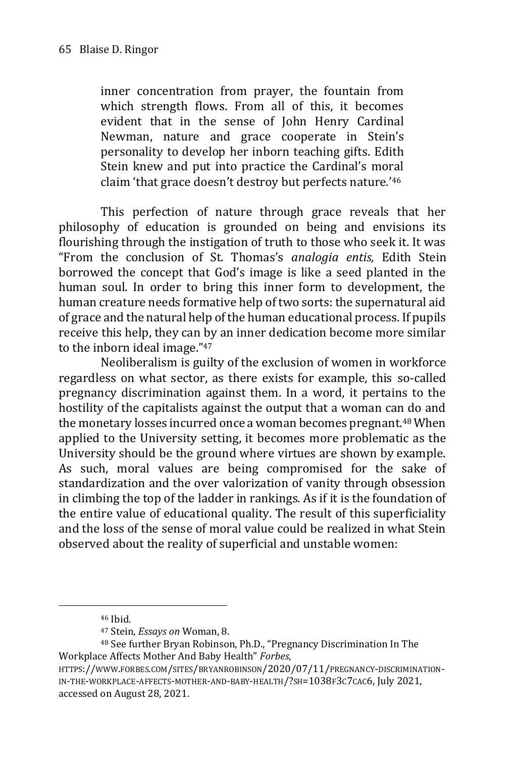> inner concentration from prayer, the fountain from which strength flows. From all of this, it becomes evident that in the sense of John Henry Cardinal Newman, nature and grace cooperate in Stein's personality to develop her inborn teaching gifts. Edith Stein knew and put into practice the Cardinal's moral claim 'that grace doesn't destroy but perfects nature.'[46]

This perfection of nature through grace reveals that her philosophy of education is grounded on being and envisions its flourishing through the instigation of truth to those who seek it. It was "From the conclusion of St. Thomas's *analogia entis,* Edith Stein borrowed the concept that God's image is like a seed planted in the human soul. In order to bring this inner form to development, the human creature needs formative help of two sorts: the supernatural aid of grace and the natural help of the human educational process. If pupils receive this help, they can by an inner dedication become more similar to the inborn ideal image."[47]

Neoliberalism is guilty of the exclusion of women in workforce regardless on what sector, as there exists for example, this so-called pregnancy discrimination against them. In a word, it pertains to the hostility of the capitalists against the output that a woman can do and the monetary losses incurred once a woman becomes pregnant.[48] When applied to the University setting, it becomes more problematic as the University should be the ground where virtues are shown by example. As such, moral values are being compromised for the sake of standardization and the over valorization of vanity through obsession in climbing the top of the ladder in rankings. As if it is the foundation of the entire value of educational quality. The result of this superficiality and the loss of the sense of moral value could be realized in what Stein observed about the reality of superficial and unstable women:

---

[46] Ibid.

[47] Stein, *Essays on* Woman, 8.

[48] See further Bryan Robinson, Ph.D., "Pregnancy Discrimination In The Workplace Affects Mother And Baby Health" *Forbes*, HTTPS://WWW.FORBES.COM/SITES/BRYANROBINSON/2020/07/11/PREGNANCY-DISCRIMINATION-IN-THE-WORKPLACE-AFFECTS-MOTHER-AND-BABY-HEALTH/?SH=1038F3C7CAC6, July 2021, accessed on August 28, 2021.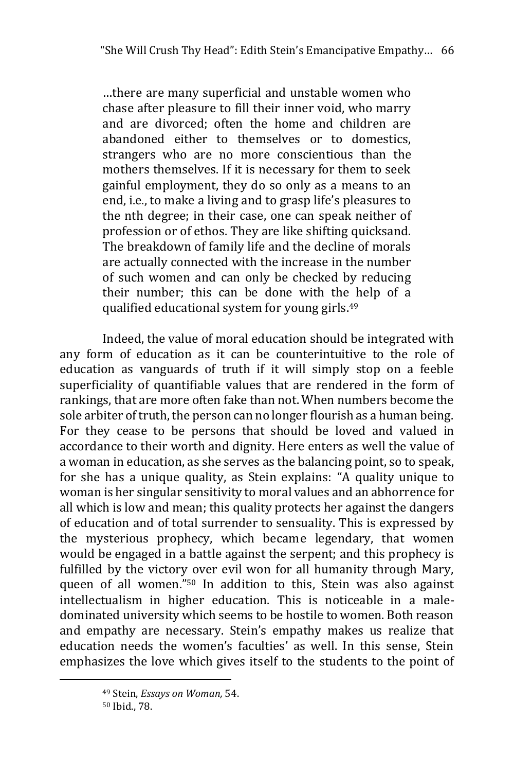> …there are many superficial and unstable women who chase after pleasure to fill their inner void, who marry and are divorced; often the home and children are abandoned either to themselves or to domestics, strangers who are no more conscientious than the mothers themselves. If it is necessary for them to seek gainful employment, they do so only as a means to an end, i.e., to make a living and to grasp life's pleasures to the nth degree; in their case, one can speak neither of profession or of ethos. They are like shifting quicksand. The breakdown of family life and the decline of morals are actually connected with the increase in the number of such women and can only be checked by reducing their number; this can be done with the help of a qualified educational system for young girls.[49]

Indeed, the value of moral education should be integrated with any form of education as it can be counterintuitive to the role of education as vanguards of truth if it will simply stop on a feeble superficiality of quantifiable values that are rendered in the form of rankings, that are more often fake than not. When numbers become the sole arbiter of truth, the person can no longer flourish as a human being. For they cease to be persons that should be loved and valued in accordance to their worth and dignity. Here enters as well the value of a woman in education, as she serves as the balancing point, so to speak, for she has a unique quality, as Stein explains: "A quality unique to woman is her singular sensitivity to moral values and an abhorrence for all which is low and mean; this quality protects her against the dangers of education and of total surrender to sensuality. This is expressed by the mysterious prophecy, which became legendary, that women would be engaged in a battle against the serpent; and this prophecy is fulfilled by the victory over evil won for all humanity through Mary, queen of all women."[50] In addition to this, Stein was also against intellectualism in higher education. This is noticeable in a male-dominated university which seems to be hostile to women. Both reason and empathy are necessary. Stein's empathy makes us realize that education needs the women's faculties' as well. In this sense, Stein emphasizes the love which gives itself to the students to the point of

---

[49] Stein, *Essays on Woman,* 54.

[50] Ibid., 78.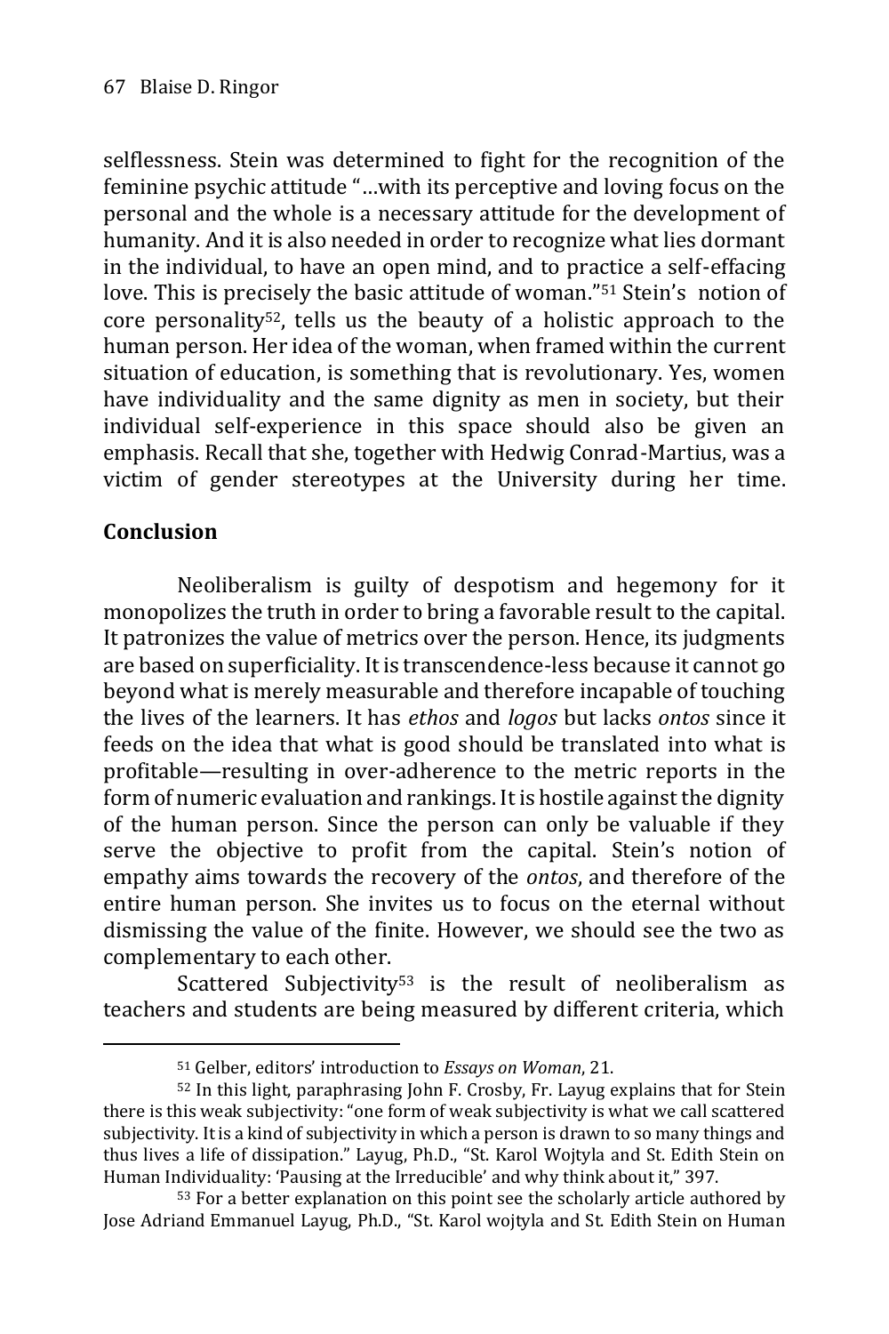selflessness. Stein was determined to fight for the recognition of the feminine psychic attitude "…with its perceptive and loving focus on the personal and the whole is a necessary attitude for the development of humanity. And it is also needed in order to recognize what lies dormant in the individual, to have an open mind, and to practice a self-effacing love. This is precisely the basic attitude of woman."[51] Stein's notion of core personality[52], tells us the beauty of a holistic approach to the human person. Her idea of the woman, when framed within the current situation of education, is something that is revolutionary. Yes, women have individuality and the same dignity as men in society, but their individual self-experience in this space should also be given an emphasis. Recall that she, together with Hedwig Conrad-Martius, was a victim of gender stereotypes at the University during her time.

## Conclusion

Neoliberalism is guilty of despotism and hegemony for it monopolizes the truth in order to bring a favorable result to the capital. It patronizes the value of metrics over the person. Hence, its judgments are based on superficiality. It is transcendence-less because it cannot go beyond what is merely measurable and therefore incapable of touching the lives of the learners. It has *ethos* and *logos* but lacks *ontos* since it feeds on the idea that what is good should be translated into what is profitable—resulting in over-adherence to the metric reports in the form of numeric evaluation and rankings. It is hostile against the dignity of the human person. Since the person can only be valuable if they serve the objective to profit from the capital. Stein's notion of empathy aims towards the recovery of the *ontos*, and therefore of the entire human person. She invites us to focus on the eternal without dismissing the value of the finite. However, we should see the two as complementary to each other.

Scattered Subjectivity[53] is the result of neoliberalism as teachers and students are being measured by different criteria, which

---

[51] Gelber, editors' introduction to *Essays on Woman*, 21.

[52] In this light, paraphrasing John F. Crosby, Fr. Layug explains that for Stein there is this weak subjectivity: "one form of weak subjectivity is what we call scattered subjectivity. It is a kind of subjectivity in which a person is drawn to so many things and thus lives a life of dissipation." Layug, Ph.D., "St. Karol Wojtyla and St. Edith Stein on Human Individuality: 'Pausing at the Irreducible' and why think about it," 397.

[53] For a better explanation on this point see the scholarly article authored by Jose Adriand Emmanuel Layug, Ph.D., "St. Karol wojtyla and St. Edith Stein on Human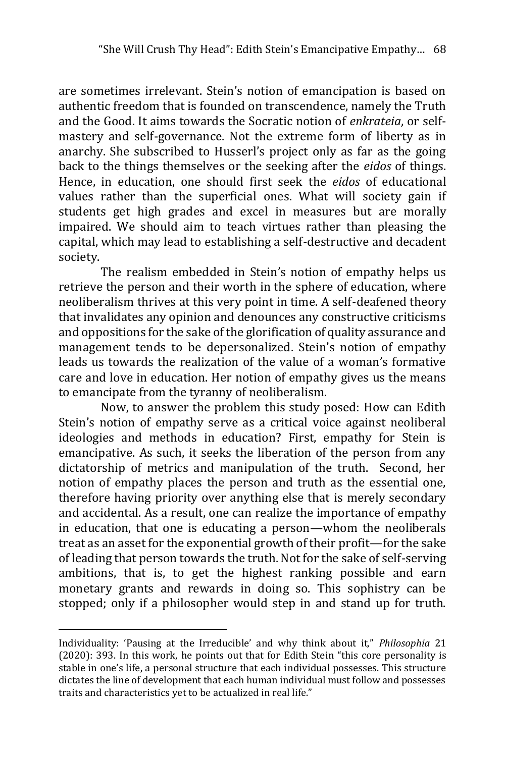are sometimes irrelevant. Stein's notion of emancipation is based on authentic freedom that is founded on transcendence, namely the Truth and the Good. It aims towards the Socratic notion of *enkrateia*, or self-mastery and self-governance. Not the extreme form of liberty as in anarchy. She subscribed to Husserl's project only as far as the going back to the things themselves or the seeking after the *eidos* of things. Hence, in education, one should first seek the *eidos* of educational values rather than the superficial ones. What will society gain if students get high grades and excel in measures but are morally impaired. We should aim to teach virtues rather than pleasing the capital, which may lead to establishing a self-destructive and decadent society.

The realism embedded in Stein's notion of empathy helps us retrieve the person and their worth in the sphere of education, where neoliberalism thrives at this very point in time. A self-deafened theory that invalidates any opinion and denounces any constructive criticisms and oppositions for the sake of the glorification of quality assurance and management tends to be depersonalized. Stein's notion of empathy leads us towards the realization of the value of a woman's formative care and love in education. Her notion of empathy gives us the means to emancipate from the tyranny of neoliberalism.

Now, to answer the problem this study posed: How can Edith Stein's notion of empathy serve as a critical voice against neoliberal ideologies and methods in education? First, empathy for Stein is emancipative. As such, it seeks the liberation of the person from any dictatorship of metrics and manipulation of the truth. Second, her notion of empathy places the person and truth as the essential one, therefore having priority over anything else that is merely secondary and accidental. As a result, one can realize the importance of empathy in education, that one is educating a person—whom the neoliberals treat as an asset for the exponential growth of their profit—for the sake of leading that person towards the truth. Not for the sake of self-serving ambitions, that is, to get the highest ranking possible and earn monetary grants and rewards in doing so. This sophistry can be stopped; only if a philosopher would step in and stand up for truth.

---

Individuality: 'Pausing at the Irreducible' and why think about it," *Philosophia* 21 (2020): 393. In this work, he points out that for Edith Stein "this core personality is stable in one's life, a personal structure that each individual possesses. This structure dictates the line of development that each human individual must follow and possesses traits and characteristics yet to be actualized in real life."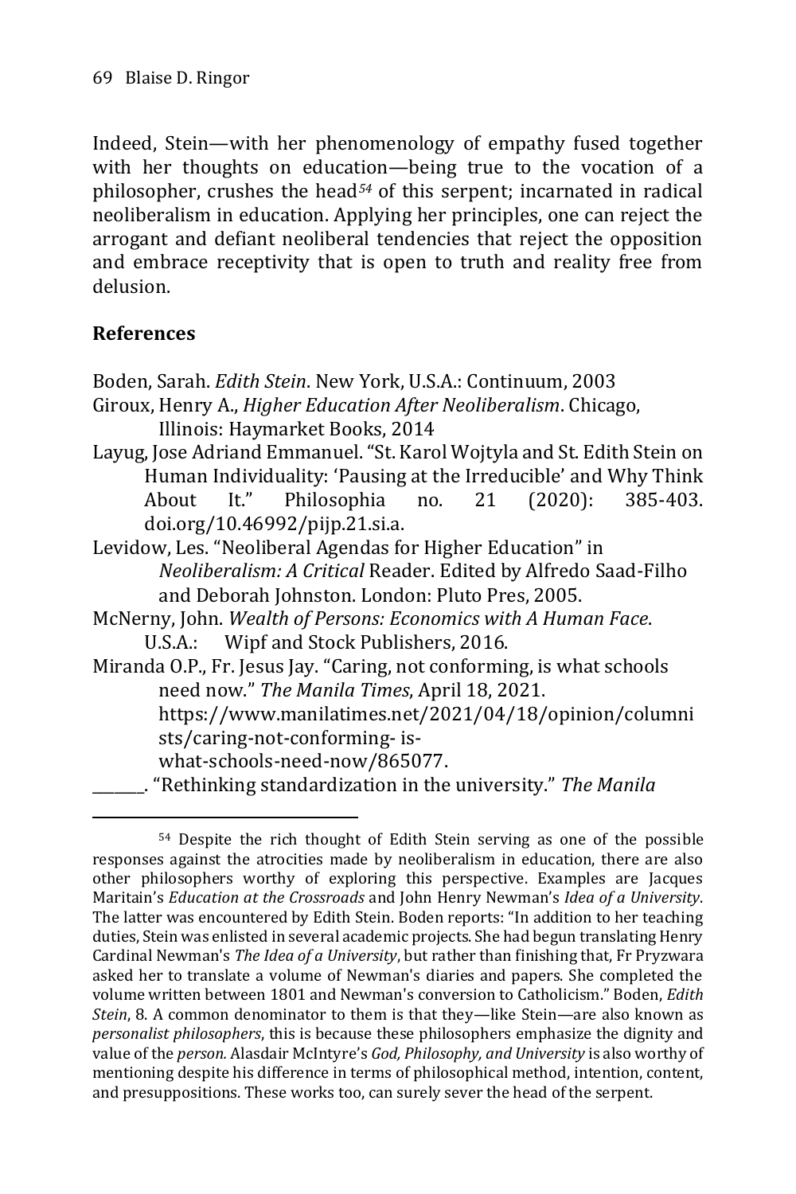Indeed, Stein—with her phenomenology of empathy fused together with her thoughts on education—being true to the vocation of a philosopher, crushes the head[54] of this serpent; incarnated in radical neoliberalism in education. Applying her principles, one can reject the arrogant and defiant neoliberal tendencies that reject the opposition and embrace receptivity that is open to truth and reality free from delusion.

## References

Boden, Sarah. *Edith Stein*. New York, U.S.A.: Continuum, 2003

Giroux, Henry A., *Higher Education After Neoliberalism*. Chicago, Illinois: Haymarket Books, 2014

Layug, Jose Adriand Emmanuel. "St. Karol Wojtyla and St. Edith Stein on Human Individuality: 'Pausing at the Irreducible' and Why Think About It." Philosophia no. 21 (2020): 385-403. doi.org/10.46992/pijp.21.si.a.

Levidow, Les. "Neoliberal Agendas for Higher Education" in *Neoliberalism: A Critical* Reader. Edited by Alfredo Saad-Filho and Deborah Johnston. London: Pluto Pres, 2005.

McNerny, John. *Wealth of Persons: Economics with A Human Face*. U.S.A.: Wipf and Stock Publishers, 2016.

Miranda O.P., Fr. Jesus Jay. "Caring, not conforming, is what schools need now." *The Manila Times*, April 18, 2021. https://www.manilatimes.net/2021/04/18/opinion/columnists/caring-not-conforming- is-what-schools-need-now/865077.

______. "Rethinking standardization in the university." *The Manila*

---

[54] Despite the rich thought of Edith Stein serving as one of the possible responses against the atrocities made by neoliberalism in education, there are also other philosophers worthy of exploring this perspective. Examples are Jacques Maritain's *Education at the Crossroads* and John Henry Newman's *Idea of a University*. The latter was encountered by Edith Stein. Boden reports: "In addition to her teaching duties, Stein was enlisted in several academic projects. She had begun translating Henry Cardinal Newman's *The Idea of a University*, but rather than finishing that, Fr Pryzwara asked her to translate a volume of Newman's diaries and papers. She completed the volume written between 1801 and Newman's conversion to Catholicism." Boden, *Edith Stein*, 8. A common denominator to them is that they—like Stein—are also known as *personalist philosophers*, this is because these philosophers emphasize the dignity and value of the *person.* Alasdair McIntyre's *God, Philosophy, and University* is also worthy of mentioning despite his difference in terms of philosophical method, intention, content, and presuppositions. These works too, can surely sever the head of the serpent.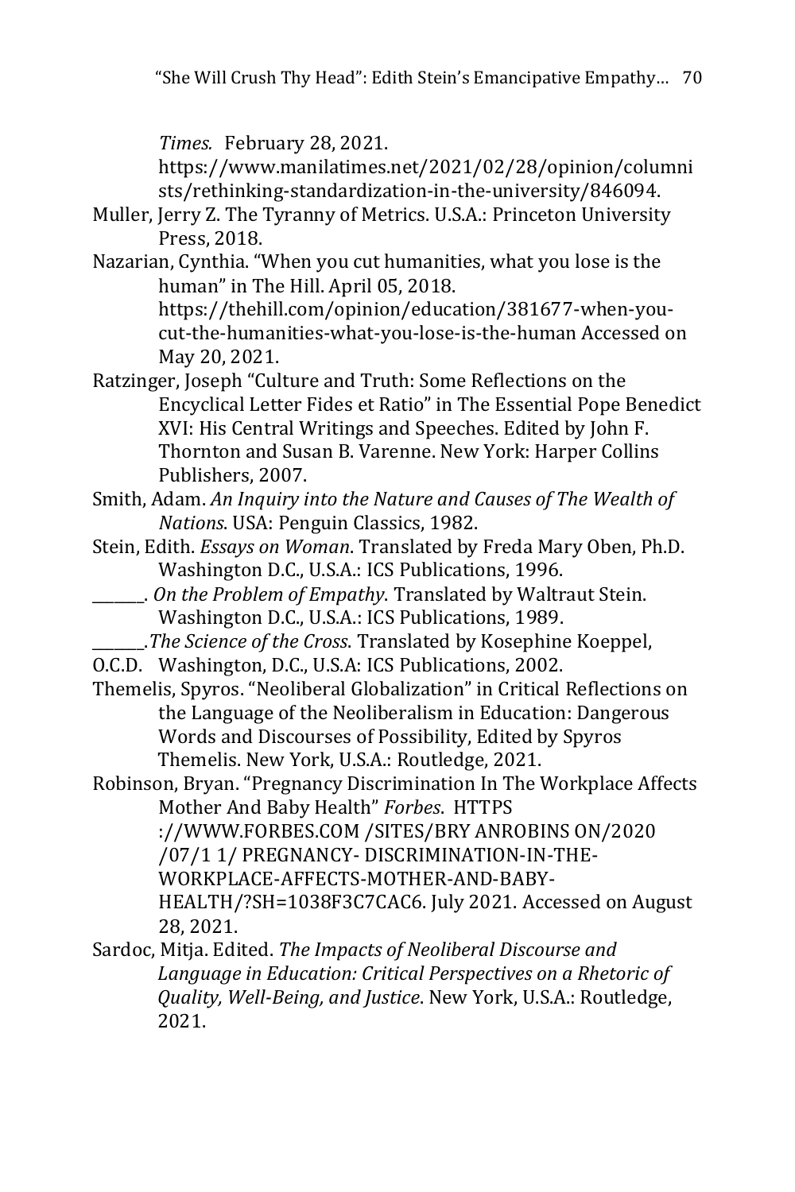*Times.* February 28, 2021. https://www.manilatimes.net/2021/02/28/opinion/columnists/rethinking-standardization-in-the-university/846094.

Muller, Jerry Z. The Tyranny of Metrics. U.S.A.: Princeton University Press, 2018.

Nazarian, Cynthia. "When you cut humanities, what you lose is the human" in The Hill. April 05, 2018. https://thehill.com/opinion/education/381677-when-you-cut-the-humanities-what-you-lose-is-the-human Accessed on May 20, 2021.

Ratzinger, Joseph "Culture and Truth: Some Reflections on the Encyclical Letter Fides et Ratio" in The Essential Pope Benedict XVI: His Central Writings and Speeches. Edited by John F. Thornton and Susan B. Varenne. New York: Harper Collins Publishers, 2007.

Smith, Adam. *An Inquiry into the Nature and Causes of The Wealth of Nations*. USA: Penguin Classics, 1982.

Stein, Edith. *Essays on Woman*. Translated by Freda Mary Oben, Ph.D. Washington D.C., U.S.A.: ICS Publications, 1996.

_______. *On the Problem of Empathy*. Translated by Waltraut Stein. Washington D.C., U.S.A.: ICS Publications, 1989.

_______.*The Science of the Cross*. Translated by Kosephine Koeppel, O.C.D. Washington, D.C., U.S.A: ICS Publications, 2002.

Themelis, Spyros. "Neoliberal Globalization" in Critical Reflections on the Language of the Neoliberalism in Education: Dangerous Words and Discourses of Possibility, Edited by Spyros Themelis. New York, U.S.A.: Routledge, 2021.

Robinson, Bryan. "Pregnancy Discrimination In The Workplace Affects Mother And Baby Health" *Forbes*. HTTPS ://WWW.FORBES.COM /SITES/BRY ANROBINS ON/2020 /07/1 1/ PREGNANCY- DISCRIMINATION-IN-THE-WORKPLACE-AFFECTS-MOTHER-AND-BABY-HEALTH/?SH=1038F3C7CAC6. July 2021. Accessed on August 28, 2021.

Sardoc, Mitja. Edited. *The Impacts of Neoliberal Discourse and Language in Education: Critical Perspectives on a Rhetoric of Quality, Well-Being, and Justice*. New York, U.S.A.: Routledge, 2021.